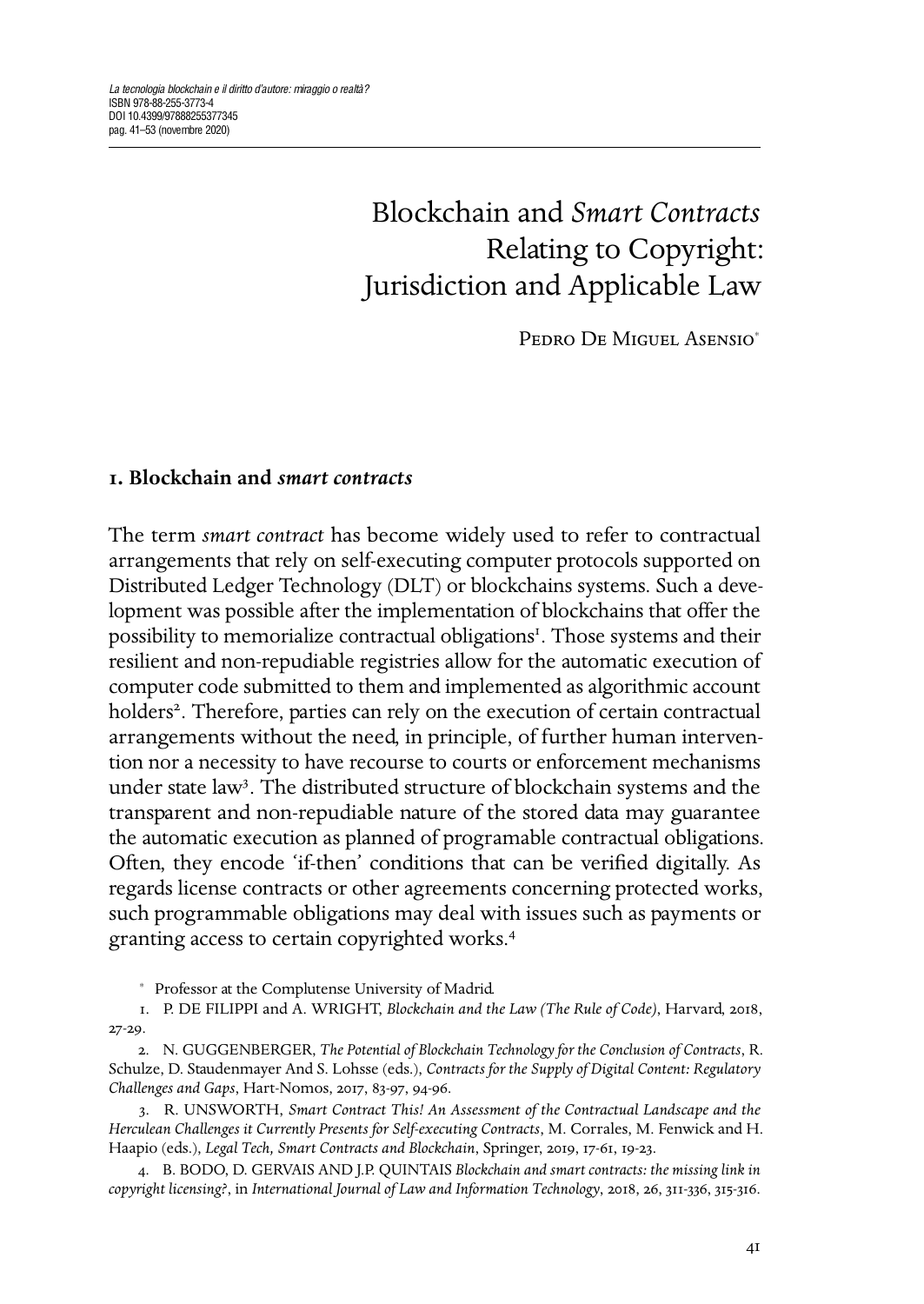# Blockchain and *Smart Contracts* Relating to Copyright: Jurisdiction and Applicable Law

PEDRO DE MIGUEL ASENSIO[*]

## 1. Blockchain and *smart contracts*

The term *smart contract* has become widely used to refer to contractual arrangements that rely on self-executing computer protocols supported on Distributed Ledger Technology (DLT) or blockchains systems. Such a development was possible after the implementation of blockchains that offer the possibility to memorialize contractual obligations[1]. Those systems and their resilient and non-repudiable registries allow for the automatic execution of computer code submitted to them and implemented as algorithmic account holders[2]. Therefore, parties can rely on the execution of certain contractual arrangements without the need, in principle, of further human intervention nor a necessity to have recourse to courts or enforcement mechanisms under state law[3]. The distributed structure of blockchain systems and the transparent and non-repudiable nature of the stored data may guarantee the automatic execution as planned of programable contractual obligations. Often, they encode 'if-then' conditions that can be verified digitally. As regards license contracts or other agreements concerning protected works, such programmable obligations may deal with issues such as payments or granting access to certain copyrighted works.[4]

[*] Professor at the Complutense University of Madrid.

1. P. DE FILIPPI and A. WRIGHT, *Blockchain and the Law (The Rule of Code)*, Harvard, 2018, 27-29.

2. N. GUGGENBERGER, *The Potential of Blockchain Technology for the Conclusion of Contracts*, R. Schulze, D. Staudenmayer And S. Lohsse (eds.), *Contracts for the Supply of Digital Content: Regulatory Challenges and Gaps*, Hart-Nomos, 2017, 83-97, 94-96.

3. R. UNSWORTH, *Smart Contract This! An Assessment of the Contractual Landscape and the Herculean Challenges it Currently Presents for Self-executing Contracts*, M. Corrales, M. Fenwick and H. Haapio (eds.), *Legal Tech, Smart Contracts and Blockchain*, Springer, 2019, 17-61, 19-23.

4. B. BODO, D. GERVAIS AND J.P. QUINTAIS *Blockchain and smart contracts: the missing link in copyright licensing?*, in *International Journal of Law and Information Technology*, 2018, 26, 311-336, 315-316.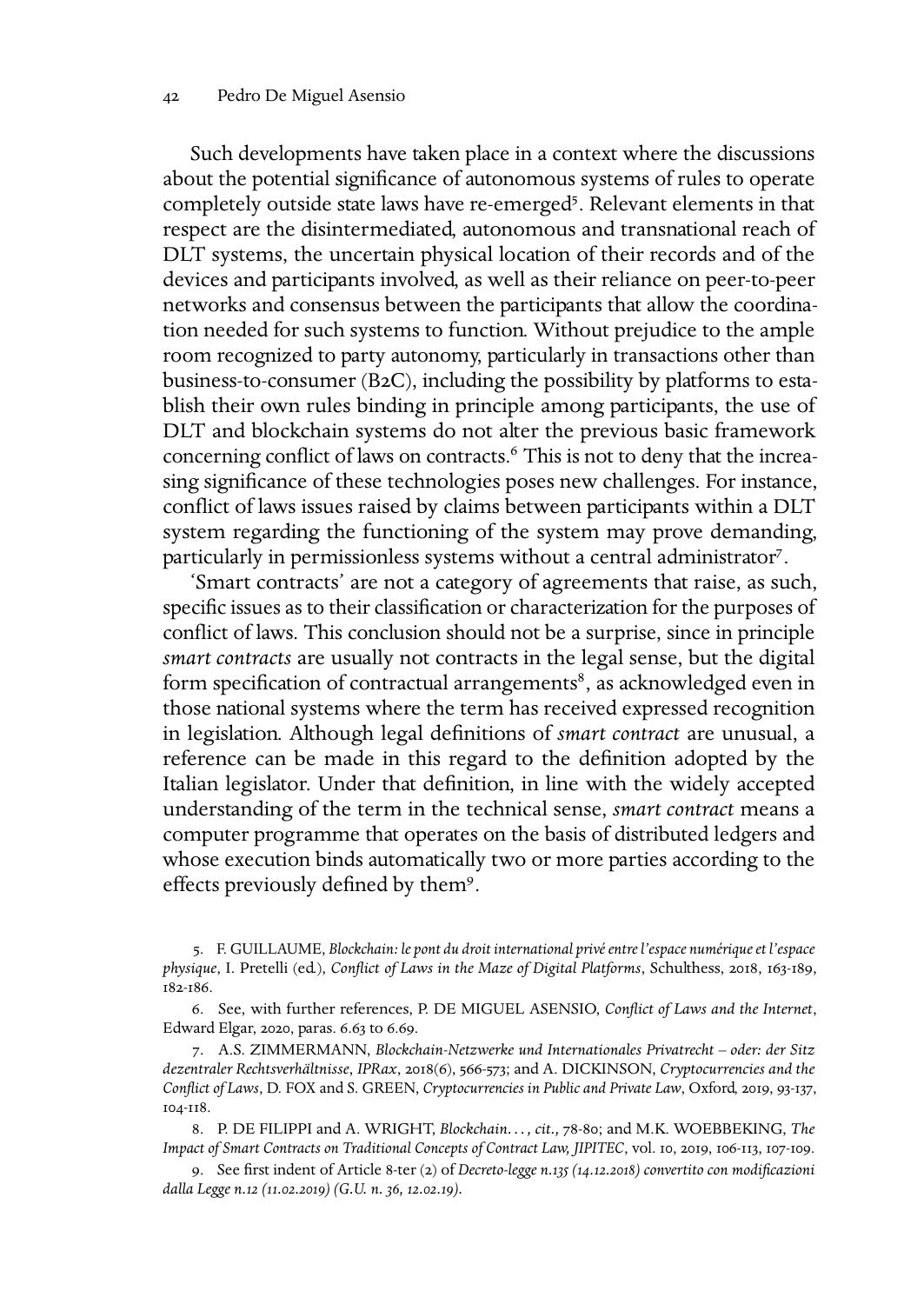Such developments have taken place in a context where the discussions about the potential significance of autonomous systems of rules to operate completely outside state laws have re-emerged[5]. Relevant elements in that respect are the disintermediated, autonomous and transnational reach of DLT systems, the uncertain physical location of their records and of the devices and participants involved, as well as their reliance on peer-to-peer networks and consensus between the participants that allow the coordination needed for such systems to function. Without prejudice to the ample room recognized to party autonomy, particularly in transactions other than business-to-consumer (B2C), including the possibility by platforms to establish their own rules binding in principle among participants, the use of DLT and blockchain systems do not alter the previous basic framework concerning conflict of laws on contracts.[6] This is not to deny that the increasing significance of these technologies poses new challenges. For instance, conflict of laws issues raised by claims between participants within a DLT system regarding the functioning of the system may prove demanding, particularly in permissionless systems without a central administrator[7].

'Smart contracts' are not a category of agreements that raise, as such, specific issues as to their classification or characterization for the purposes of conflict of laws. This conclusion should not be a surprise, since in principle *smart contracts* are usually not contracts in the legal sense, but the digital form specification of contractual arrangements[8], as acknowledged even in those national systems where the term has received expressed recognition in legislation. Although legal definitions of *smart contract* are unusual, a reference can be made in this regard to the definition adopted by the Italian legislator. Under that definition, in line with the widely accepted understanding of the term in the technical sense, *smart contract* means a computer programme that operates on the basis of distributed ledgers and whose execution binds automatically two or more parties according to the effects previously defined by them[9].

5. F. GUILLAUME, *Blockchain: le pont du droit international privé entre l'espace numérique et l'espace physique*, I. Pretelli (ed.), *Conflict of Laws in the Maze of Digital Platforms*, Schulthess, 2018, 163-189, 182-186.

6. See, with further references, P. DE MIGUEL ASENSIO, *Conflict of Laws and the Internet*, Edward Elgar, 2020, paras. 6.63 to 6.69.

7. A.S. ZIMMERMANN, *Blockchain-Netzwerke und Internationales Privatrecht – oder: der Sitz dezentraler Rechtsverhältnisse*, *IPRax*, 2018(6), 566-573; and A. DICKINSON, *Cryptocurrencies and the Conflict of Laws*, D. FOX and S. GREEN, *Cryptocurrencies in Public and Private Law*, Oxford, 2019, 93-137, 104-118.

8. P. DE FILIPPI and A. WRIGHT, *Blockchain…, cit.,* 78-80; and M.K. WOEBBEKING, *The Impact of Smart Contracts on Traditional Concepts of Contract Law, JIPITEC*, vol. 10, 2019, 106-113, 107-109.

9. See first indent of Article 8-ter (2) of *Decreto-legge n.135 (14.12.2018) convertito con modificazioni dalla Legge n.12 (11.02.2019) (G.U. n. 36, 12.02.19)*.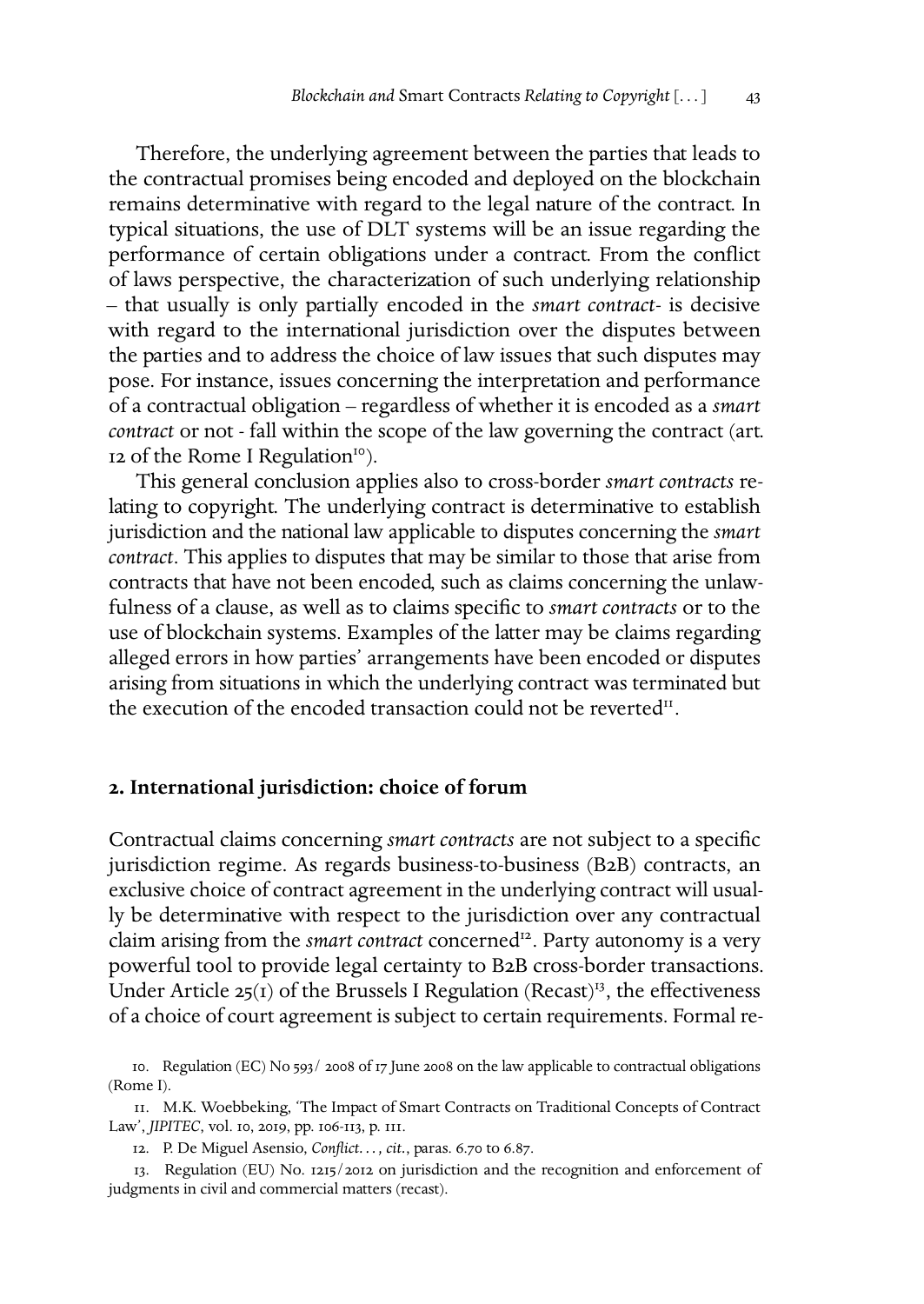Therefore, the underlying agreement between the parties that leads to the contractual promises being encoded and deployed on the blockchain remains determinative with regard to the legal nature of the contract. In typical situations, the use of DLT systems will be an issue regarding the performance of certain obligations under a contract. From the conflict of laws perspective, the characterization of such underlying relationship – that usually is only partially encoded in the *smart contract*- is decisive with regard to the international jurisdiction over the disputes between the parties and to address the choice of law issues that such disputes may pose. For instance, issues concerning the interpretation and performance of a contractual obligation – regardless of whether it is encoded as a *smart contract* or not - fall within the scope of the law governing the contract (art. 12 of the Rome I Regulation[10]).

This general conclusion applies also to cross-border *smart contracts* relating to copyright. The underlying contract is determinative to establish jurisdiction and the national law applicable to disputes concerning the *smart contract*. This applies to disputes that may be similar to those that arise from contracts that have not been encoded, such as claims concerning the unlawfulness of a clause, as well as to claims specific to *smart contracts* or to the use of blockchain systems. Examples of the latter may be claims regarding alleged errors in how parties' arrangements have been encoded or disputes arising from situations in which the underlying contract was terminated but the execution of the encoded transaction could not be reverted[11].

## 2. International jurisdiction: choice of forum

Contractual claims concerning *smart contracts* are not subject to a specific jurisdiction regime. As regards business-to-business (B2B) contracts, an exclusive choice of contract agreement in the underlying contract will usually be determinative with respect to the jurisdiction over any contractual claim arising from the *smart contract* concerned[12]. Party autonomy is a very powerful tool to provide legal certainty to B2B cross-border transactions. Under Article 25(1) of the Brussels I Regulation (Recast)[13], the effectiveness of a choice of court agreement is subject to certain requirements. Formal re-

10. Regulation (EC) No 593/ 2008 of 17 June 2008 on the law applicable to contractual obligations (Rome I).

11. M.K. Woebbeking, 'The Impact of Smart Contracts on Traditional Concepts of Contract Law', *JIPITEC*, vol. 10, 2019, pp. 106-113, p. 111.

12. P. De Miguel Asensio, *Conflict…*, *cit.*, paras. 6.70 to 6.87.

13. Regulation (EU) No. 1215/2012 on jurisdiction and the recognition and enforcement of judgments in civil and commercial matters (recast).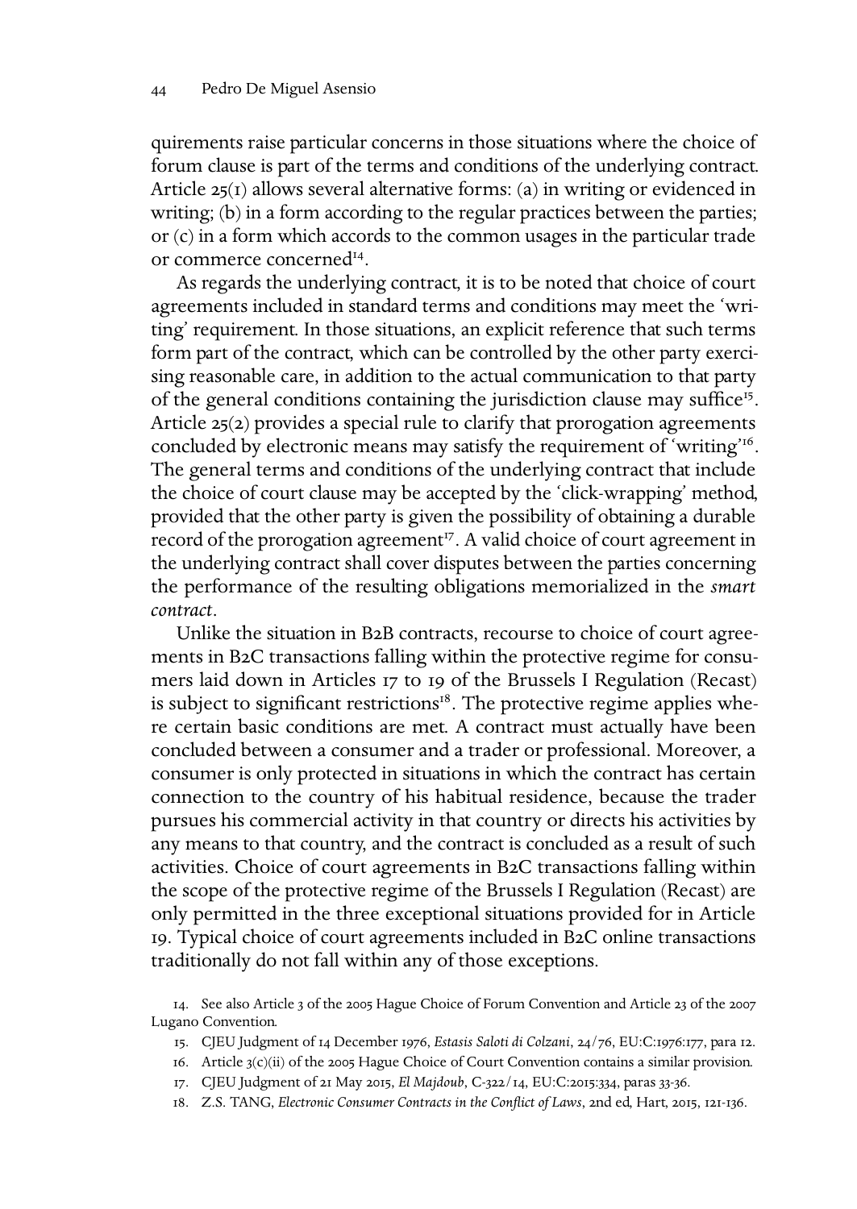quirements raise particular concerns in those situations where the choice of forum clause is part of the terms and conditions of the underlying contract. Article 25(1) allows several alternative forms: (a) in writing or evidenced in writing; (b) in a form according to the regular practices between the parties; or (c) in a form which accords to the common usages in the particular trade or commerce concerned[14].

As regards the underlying contract, it is to be noted that choice of court agreements included in standard terms and conditions may meet the 'writing' requirement. In those situations, an explicit reference that such terms form part of the contract, which can be controlled by the other party exercising reasonable care, in addition to the actual communication to that party of the general conditions containing the jurisdiction clause may suffice[15]. Article 25(2) provides a special rule to clarify that prorogation agreements concluded by electronic means may satisfy the requirement of 'writing'[16]. The general terms and conditions of the underlying contract that include the choice of court clause may be accepted by the 'click-wrapping' method, provided that the other party is given the possibility of obtaining a durable record of the prorogation agreement[17]. A valid choice of court agreement in the underlying contract shall cover disputes between the parties concerning the performance of the resulting obligations memorialized in the *smart contract*.

Unlike the situation in B2B contracts, recourse to choice of court agreements in B2C transactions falling within the protective regime for consumers laid down in Articles 17 to 19 of the Brussels I Regulation (Recast) is subject to significant restrictions[18]. The protective regime applies where certain basic conditions are met. A contract must actually have been concluded between a consumer and a trader or professional. Moreover, a consumer is only protected in situations in which the contract has certain connection to the country of his habitual residence, because the trader pursues his commercial activity in that country or directs his activities by any means to that country, and the contract is concluded as a result of such activities. Choice of court agreements in B2C transactions falling within the scope of the protective regime of the Brussels I Regulation (Recast) are only permitted in the three exceptional situations provided for in Article 19. Typical choice of court agreements included in B2C online transactions traditionally do not fall within any of those exceptions.

14. See also Article 3 of the 2005 Hague Choice of Forum Convention and Article 23 of the 2007 Lugano Convention.

15. CJEU Judgment of 14 December 1976, *Estasis Saloti di Colzani*, 24/76, EU:C:1976:177, para 12.

16. Article 3(c)(ii) of the 2005 Hague Choice of Court Convention contains a similar provision.

17. CJEU Judgment of 21 May 2015, *El Majdoub*, C-322/14, EU:C:2015:334, paras 33-36.

18. Z.S. TANG, *Electronic Consumer Contracts in the Conflict of Laws*, 2nd ed, Hart, 2015, 121-136.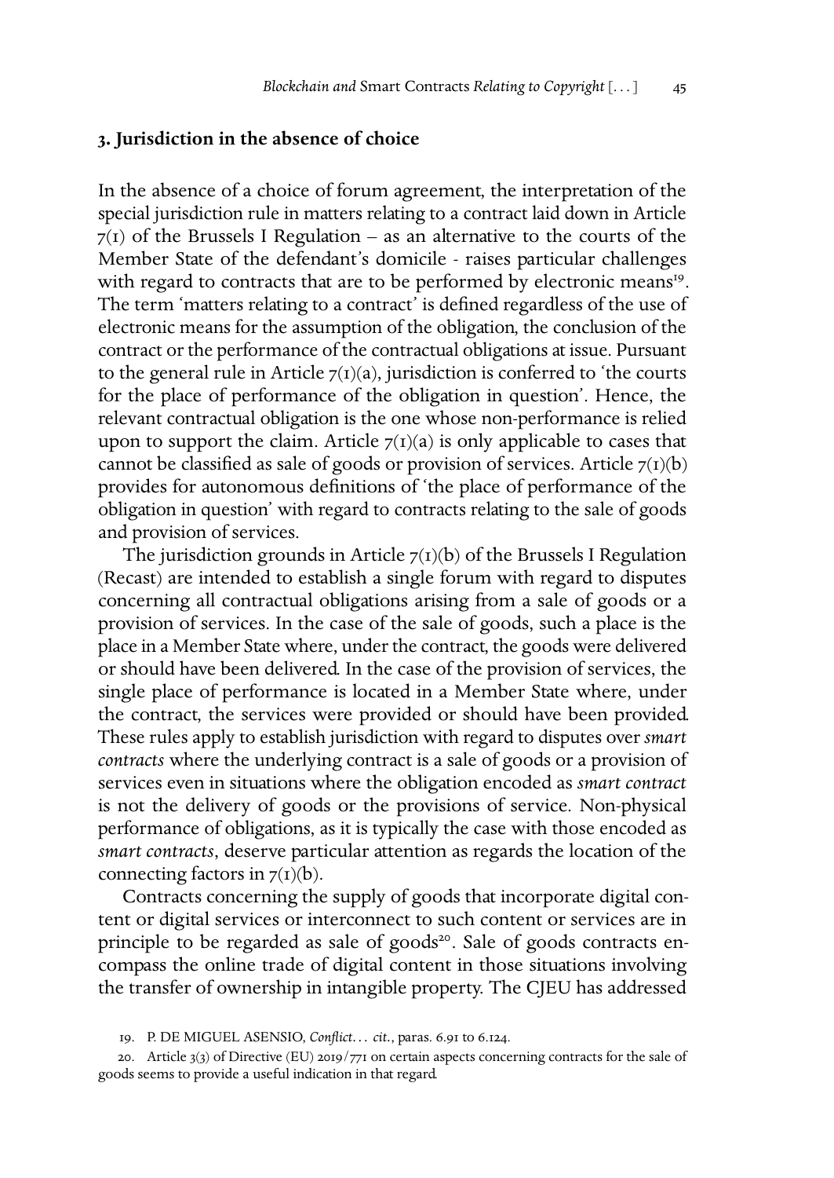### 3. Jurisdiction in the absence of choice

In the absence of a choice of forum agreement, the interpretation of the special jurisdiction rule in matters relating to a contract laid down in Article 7(1) of the Brussels I Regulation – as an alternative to the courts of the Member State of the defendant's domicile - raises particular challenges with regard to contracts that are to be performed by electronic means[19]. The term 'matters relating to a contract' is defined regardless of the use of electronic means for the assumption of the obligation, the conclusion of the contract or the performance of the contractual obligations at issue. Pursuant to the general rule in Article 7(1)(a), jurisdiction is conferred to 'the courts for the place of performance of the obligation in question'. Hence, the relevant contractual obligation is the one whose non-performance is relied upon to support the claim. Article 7(1)(a) is only applicable to cases that cannot be classified as sale of goods or provision of services. Article 7(1)(b) provides for autonomous definitions of 'the place of performance of the obligation in question' with regard to contracts relating to the sale of goods and provision of services.

The jurisdiction grounds in Article 7(1)(b) of the Brussels I Regulation (Recast) are intended to establish a single forum with regard to disputes concerning all contractual obligations arising from a sale of goods or a provision of services. In the case of the sale of goods, such a place is the place in a Member State where, under the contract, the goods were delivered or should have been delivered. In the case of the provision of services, the single place of performance is located in a Member State where, under the contract, the services were provided or should have been provided. These rules apply to establish jurisdiction with regard to disputes over *smart contracts* where the underlying contract is a sale of goods or a provision of services even in situations where the obligation encoded as *smart contract* is not the delivery of goods or the provisions of service. Non-physical performance of obligations, as it is typically the case with those encoded as *smart contracts*, deserve particular attention as regards the location of the connecting factors in 7(1)(b).

Contracts concerning the supply of goods that incorporate digital content or digital services or interconnect to such content or services are in principle to be regarded as sale of goods[20]. Sale of goods contracts encompass the online trade of digital content in those situations involving the transfer of ownership in intangible property. The CJEU has addressed

19. P. DE MIGUEL ASENSIO, *Conflict... cit.*, paras. 6.91 to 6.124.

20. Article 3(3) of Directive (EU) 2019/771 on certain aspects concerning contracts for the sale of goods seems to provide a useful indication in that regard.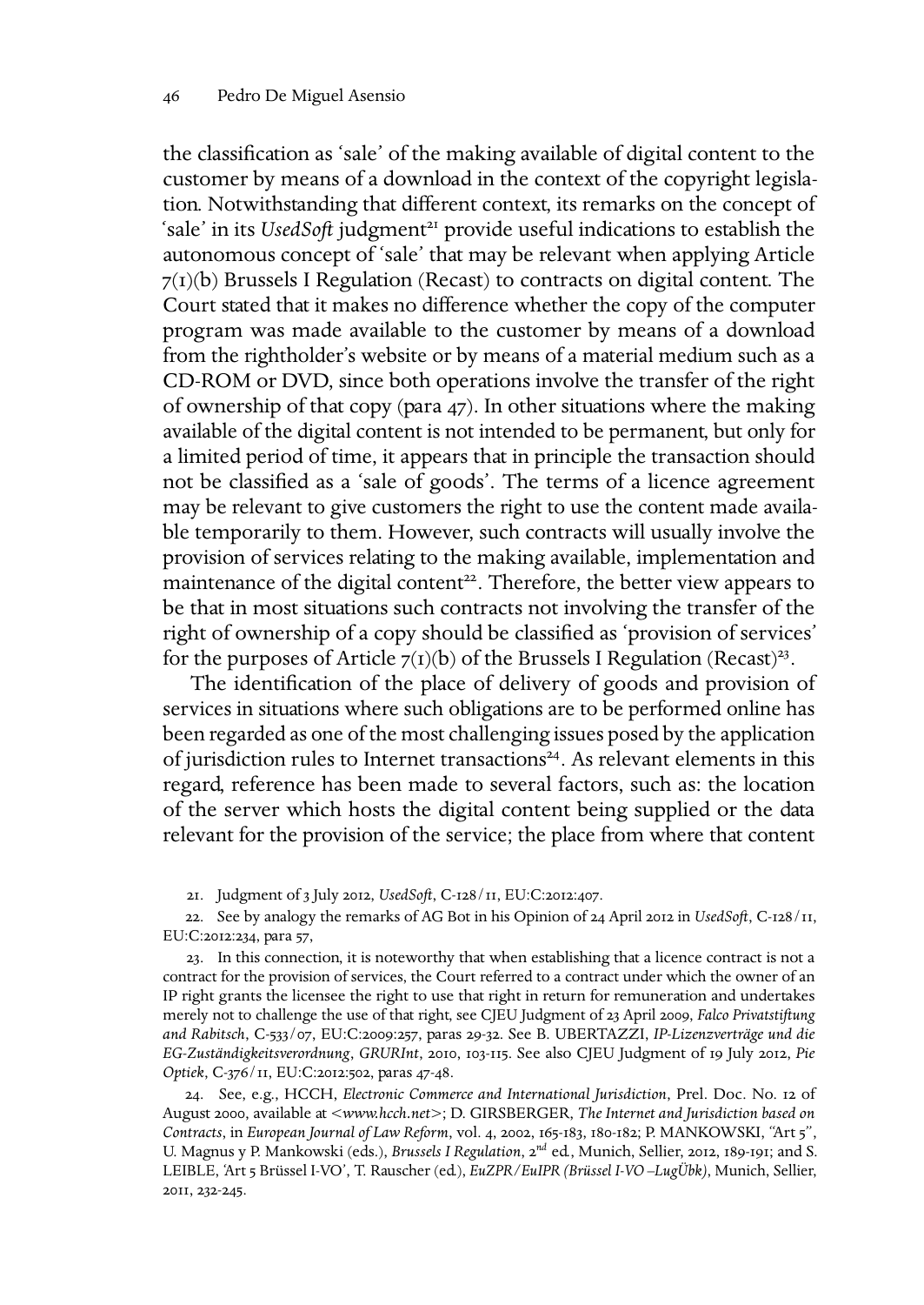the classification as 'sale' of the making available of digital content to the customer by means of a download in the context of the copyright legislation. Notwithstanding that different context, its remarks on the concept of 'sale' in its *UsedSoft* judgment[21] provide useful indications to establish the autonomous concept of 'sale' that may be relevant when applying Article 7(1)(b) Brussels I Regulation (Recast) to contracts on digital content. The Court stated that it makes no difference whether the copy of the computer program was made available to the customer by means of a download from the rightholder's website or by means of a material medium such as a CD-ROM or DVD, since both operations involve the transfer of the right of ownership of that copy (para 47). In other situations where the making available of the digital content is not intended to be permanent, but only for a limited period of time, it appears that in principle the transaction should not be classified as a 'sale of goods'. The terms of a licence agreement may be relevant to give customers the right to use the content made available temporarily to them. However, such contracts will usually involve the provision of services relating to the making available, implementation and maintenance of the digital content[22]. Therefore, the better view appears to be that in most situations such contracts not involving the transfer of the right of ownership of a copy should be classified as 'provision of services' for the purposes of Article 7(1)(b) of the Brussels I Regulation (Recast)[23].

The identification of the place of delivery of goods and provision of services in situations where such obligations are to be performed online has been regarded as one of the most challenging issues posed by the application of jurisdiction rules to Internet transactions[24]. As relevant elements in this regard, reference has been made to several factors, such as: the location of the server which hosts the digital content being supplied or the data relevant for the provision of the service; the place from where that content

21. Judgment of 3 July 2012, *UsedSoft*, C-128/11, EU:C:2012:407.

22. See by analogy the remarks of AG Bot in his Opinion of 24 April 2012 in *UsedSoft*, C-128/11, EU:C:2012:234, para 57,

23. In this connection, it is noteworthy that when establishing that a licence contract is not a contract for the provision of services, the Court referred to a contract under which the owner of an IP right grants the licensee the right to use that right in return for remuneration and undertakes merely not to challenge the use of that right, see CJEU Judgment of 23 April 2009, *Falco Privatstiftung and Rabitsch*, C-533/07, EU:C:2009:257, paras 29-32. See B. UBERTAZZI, *IP-Lizenzverträge und die EG-Zuständigkeitsverordnung*, *GRURInt*, 2010, 103-115. See also CJEU Judgment of 19 July 2012, *Pie Optiek*, C-376/11, EU:C:2012:502, paras 47-48.

24. See, e.g., HCCH, *Electronic Commerce and International Jurisdiction*, Prel. Doc. No. 12 of August 2000, available at <*www.hcch.net*>; D. GIRSBERGER, *The Internet and Jurisdiction based on Contracts*, in *European Journal of Law Reform*, vol. 4, 2002, 165-183, 180-182; P. MANKOWSKI, "Art 5", U. Magnus y P. Mankowski (eds.), *Brussels I Regulation*, 2nd ed., Munich, Sellier, 2012, 189-191; and S. LEIBLE, 'Art 5 Brüssel I-VO', T. Rauscher (ed.), *EuZPR/EuIPR (Brüssel I-VO –LugÜbk)*, Munich, Sellier, 2011, 232-245.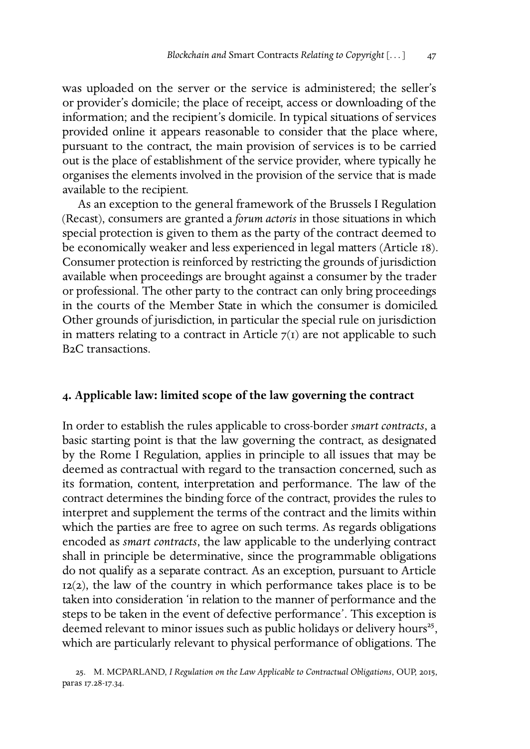was uploaded on the server or the service is administered; the seller's or provider's domicile; the place of receipt, access or downloading of the information; and the recipient's domicile. In typical situations of services provided online it appears reasonable to consider that the place where, pursuant to the contract, the main provision of services is to be carried out is the place of establishment of the service provider, where typically he organises the elements involved in the provision of the service that is made available to the recipient.

As an exception to the general framework of the Brussels I Regulation (Recast), consumers are granted a *forum actoris* in those situations in which special protection is given to them as the party of the contract deemed to be economically weaker and less experienced in legal matters (Article 18). Consumer protection is reinforced by restricting the grounds of jurisdiction available when proceedings are brought against a consumer by the trader or professional. The other party to the contract can only bring proceedings in the courts of the Member State in which the consumer is domiciled. Other grounds of jurisdiction, in particular the special rule on jurisdiction in matters relating to a contract in Article 7(1) are not applicable to such B2C transactions.

## 4. Applicable law: limited scope of the law governing the contract

In order to establish the rules applicable to cross-border *smart contracts*, a basic starting point is that the law governing the contract, as designated by the Rome I Regulation, applies in principle to all issues that may be deemed as contractual with regard to the transaction concerned, such as its formation, content, interpretation and performance. The law of the contract determines the binding force of the contract, provides the rules to interpret and supplement the terms of the contract and the limits within which the parties are free to agree on such terms. As regards obligations encoded as *smart contracts*, the law applicable to the underlying contract shall in principle be determinative, since the programmable obligations do not qualify as a separate contract. As an exception, pursuant to Article 12(2), the law of the country in which performance takes place is to be taken into consideration 'in relation to the manner of performance and the steps to be taken in the event of defective performance'. This exception is deemed relevant to minor issues such as public holidays or delivery hours[25], which are particularly relevant to physical performance of obligations. The

25. M. McParland, *I Regulation on the Law Applicable to Contractual Obligations*, OUP, 2015, paras 17.28-17.34.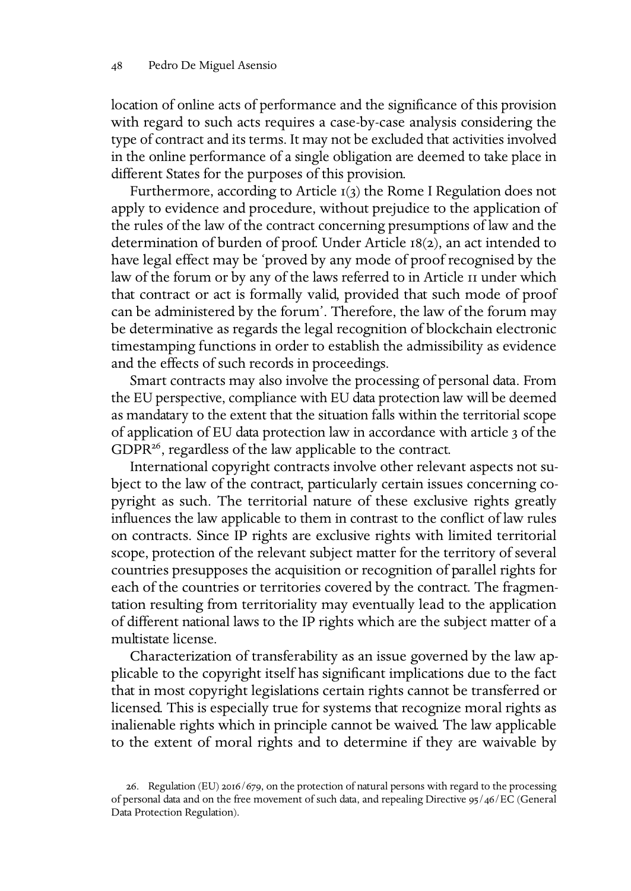location of online acts of performance and the significance of this provision with regard to such acts requires a case-by-case analysis considering the type of contract and its terms. It may not be excluded that activities involved in the online performance of a single obligation are deemed to take place in different States for the purposes of this provision.

Furthermore, according to Article 1(3) the Rome I Regulation does not apply to evidence and procedure, without prejudice to the application of the rules of the law of the contract concerning presumptions of law and the determination of burden of proof. Under Article 18(2), an act intended to have legal effect may be 'proved by any mode of proof recognised by the law of the forum or by any of the laws referred to in Article 11 under which that contract or act is formally valid, provided that such mode of proof can be administered by the forum'. Therefore, the law of the forum may be determinative as regards the legal recognition of blockchain electronic timestamping functions in order to establish the admissibility as evidence and the effects of such records in proceedings.

Smart contracts may also involve the processing of personal data. From the EU perspective, compliance with EU data protection law will be deemed as mandatary to the extent that the situation falls within the territorial scope of application of EU data protection law in accordance with article 3 of the GDPR[26], regardless of the law applicable to the contract.

International copyright contracts involve other relevant aspects not subject to the law of the contract, particularly certain issues concerning copyright as such. The territorial nature of these exclusive rights greatly influences the law applicable to them in contrast to the conflict of law rules on contracts. Since IP rights are exclusive rights with limited territorial scope, protection of the relevant subject matter for the territory of several countries presupposes the acquisition or recognition of parallel rights for each of the countries or territories covered by the contract. The fragmentation resulting from territoriality may eventually lead to the application of different national laws to the IP rights which are the subject matter of a multistate license.

Characterization of transferability as an issue governed by the law applicable to the copyright itself has significant implications due to the fact that in most copyright legislations certain rights cannot be transferred or licensed. This is especially true for systems that recognize moral rights as inalienable rights which in principle cannot be waived. The law applicable to the extent of moral rights and to determine if they are waivable by

26. Regulation (EU) 2016/679, on the protection of natural persons with regard to the processing of personal data and on the free movement of such data, and repealing Directive 95/46/EC (General Data Protection Regulation).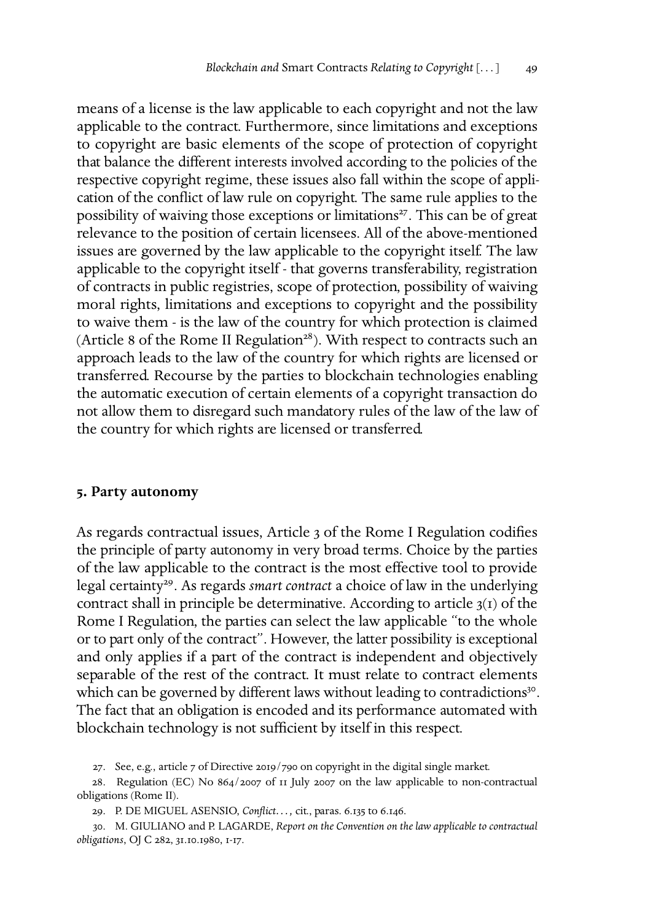means of a license is the law applicable to each copyright and not the law applicable to the contract. Furthermore, since limitations and exceptions to copyright are basic elements of the scope of protection of copyright that balance the different interests involved according to the policies of the respective copyright regime, these issues also fall within the scope of application of the conflict of law rule on copyright. The same rule applies to the possibility of waiving those exceptions or limitations[27]. This can be of great relevance to the position of certain licensees. All of the above-mentioned issues are governed by the law applicable to the copyright itself. The law applicable to the copyright itself - that governs transferability, registration of contracts in public registries, scope of protection, possibility of waiving moral rights, limitations and exceptions to copyright and the possibility to waive them - is the law of the country for which protection is claimed (Article 8 of the Rome II Regulation[28]). With respect to contracts such an approach leads to the law of the country for which rights are licensed or transferred. Recourse by the parties to blockchain technologies enabling the automatic execution of certain elements of a copyright transaction do not allow them to disregard such mandatory rules of the law of the law of the country for which rights are licensed or transferred.

## 5. Party autonomy

As regards contractual issues, Article 3 of the Rome I Regulation codifies the principle of party autonomy in very broad terms. Choice by the parties of the law applicable to the contract is the most effective tool to provide legal certainty[29]. As regards *smart contract* a choice of law in the underlying contract shall in principle be determinative. According to article 3(1) of the Rome I Regulation, the parties can select the law applicable "to the whole or to part only of the contract". However, the latter possibility is exceptional and only applies if a part of the contract is independent and objectively separable of the rest of the contract. It must relate to contract elements which can be governed by different laws without leading to contradictions[30]. The fact that an obligation is encoded and its performance automated with blockchain technology is not sufficient by itself in this respect.

27. See, e.g., article 7 of Directive 2019/790 on copyright in the digital single market.

28. Regulation (EC) No 864/2007 of 11 July 2007 on the law applicable to non-contractual obligations (Rome II).

29. P. DE MIGUEL ASENSIO, *Conflict...*, cit., paras. 6.135 to 6.146.

30. M. GIULIANO and P. LAGARDE, *Report on the Convention on the law applicable to contractual obligations*, OJ C 282, 31.10.1980, 1-17.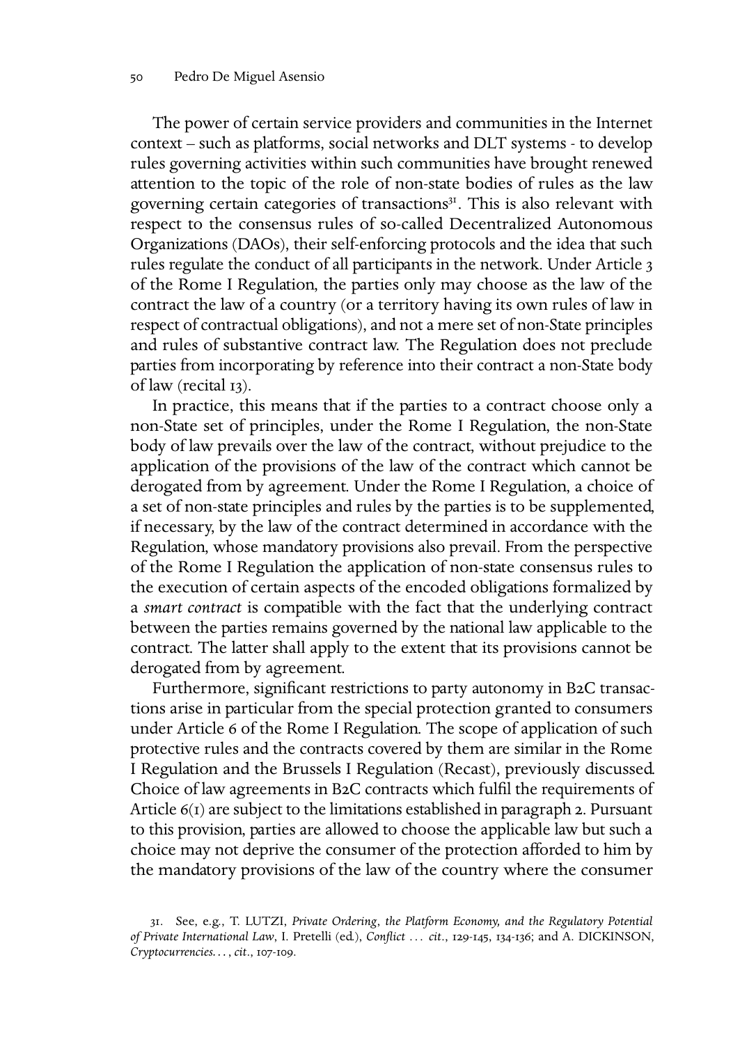The power of certain service providers and communities in the Internet context – such as platforms, social networks and DLT systems - to develop rules governing activities within such communities have brought renewed attention to the topic of the role of non-state bodies of rules as the law governing certain categories of transactions[31]. This is also relevant with respect to the consensus rules of so-called Decentralized Autonomous Organizations (DAOs), their self-enforcing protocols and the idea that such rules regulate the conduct of all participants in the network. Under Article 3 of the Rome I Regulation, the parties only may choose as the law of the contract the law of a country (or a territory having its own rules of law in respect of contractual obligations), and not a mere set of non-State principles and rules of substantive contract law. The Regulation does not preclude parties from incorporating by reference into their contract a non-State body of law (recital 13).

In practice, this means that if the parties to a contract choose only a non-State set of principles, under the Rome I Regulation, the non-State body of law prevails over the law of the contract, without prejudice to the application of the provisions of the law of the contract which cannot be derogated from by agreement. Under the Rome I Regulation, a choice of a set of non-state principles and rules by the parties is to be supplemented, if necessary, by the law of the contract determined in accordance with the Regulation, whose mandatory provisions also prevail. From the perspective of the Rome I Regulation the application of non-state consensus rules to the execution of certain aspects of the encoded obligations formalized by a *smart contract* is compatible with the fact that the underlying contract between the parties remains governed by the national law applicable to the contract. The latter shall apply to the extent that its provisions cannot be derogated from by agreement.

Furthermore, significant restrictions to party autonomy in B2C transactions arise in particular from the special protection granted to consumers under Article 6 of the Rome I Regulation. The scope of application of such protective rules and the contracts covered by them are similar in the Rome I Regulation and the Brussels I Regulation (Recast), previously discussed. Choice of law agreements in B2C contracts which fulfil the requirements of Article 6(1) are subject to the limitations established in paragraph 2. Pursuant to this provision, parties are allowed to choose the applicable law but such a choice may not deprive the consumer of the protection afforded to him by the mandatory provisions of the law of the country where the consumer

31. See, e.g., T. LUTZI, *Private Ordering, the Platform Economy, and the Regulatory Potential of Private International Law*, I. Pretelli (ed.), *Conflict … cit.*, 129-145, 134-136; and A. DICKINSON, *Cryptocurrencies…, cit.*, 107-109.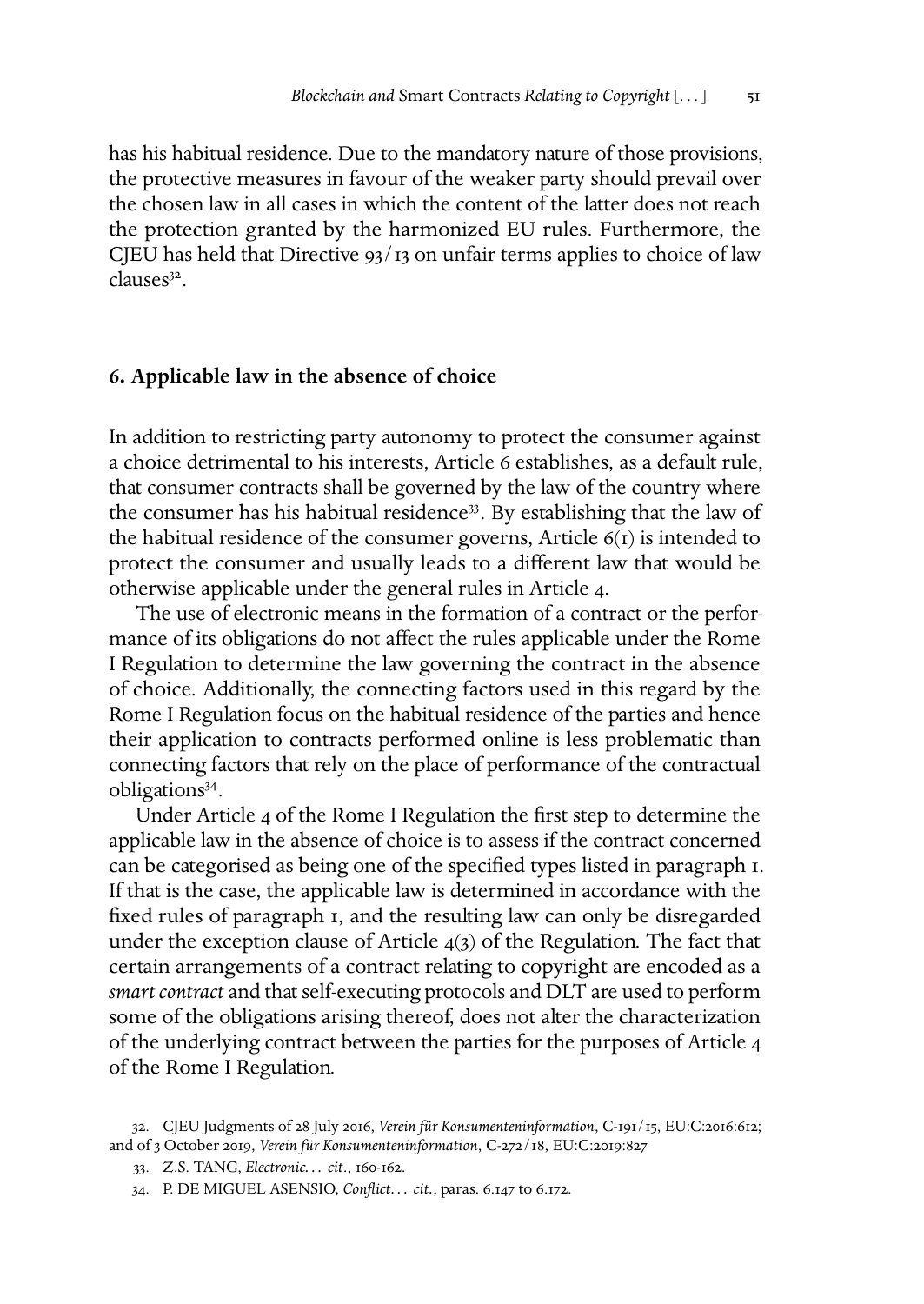has his habitual residence. Due to the mandatory nature of those provisions, the protective measures in favour of the weaker party should prevail over the chosen law in all cases in which the content of the latter does not reach the protection granted by the harmonized EU rules. Furthermore, the CJEU has held that Directive 93/13 on unfair terms applies to choice of law clauses[32].

## 6. Applicable law in the absence of choice

In addition to restricting party autonomy to protect the consumer against a choice detrimental to his interests, Article 6 establishes, as a default rule, that consumer contracts shall be governed by the law of the country where the consumer has his habitual residence[33]. By establishing that the law of the habitual residence of the consumer governs, Article 6(1) is intended to protect the consumer and usually leads to a different law that would be otherwise applicable under the general rules in Article 4.

The use of electronic means in the formation of a contract or the performance of its obligations do not affect the rules applicable under the Rome I Regulation to determine the law governing the contract in the absence of choice. Additionally, the connecting factors used in this regard by the Rome I Regulation focus on the habitual residence of the parties and hence their application to contracts performed online is less problematic than connecting factors that rely on the place of performance of the contractual obligations[34].

Under Article 4 of the Rome I Regulation the first step to determine the applicable law in the absence of choice is to assess if the contract concerned can be categorised as being one of the specified types listed in paragraph 1. If that is the case, the applicable law is determined in accordance with the fixed rules of paragraph 1, and the resulting law can only be disregarded under the exception clause of Article 4(3) of the Regulation. The fact that certain arrangements of a contract relating to copyright are encoded as a *smart contract* and that self-executing protocols and DLT are used to perform some of the obligations arising thereof, does not alter the characterization of the underlying contract between the parties for the purposes of Article 4 of the Rome I Regulation.

32. CJEU Judgments of 28 July 2016, *Verein für Konsumenteninformation*, C-191/15, EU:C:2016:612; and of 3 October 2019, *Verein für Konsumenteninformation*, C-272/18, EU:C:2019:827

33. Z.S. TANG, *Electronic... cit.*, 160-162.

34. P. DE MIGUEL ASENSIO, *Conflict... cit.*, paras. 6.147 to 6.172.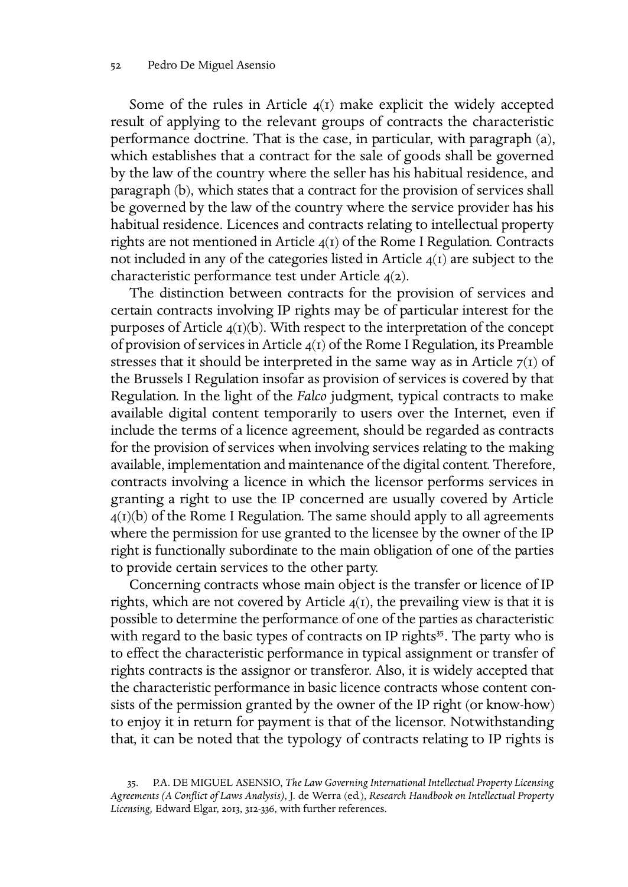Some of the rules in Article 4(1) make explicit the widely accepted result of applying to the relevant groups of contracts the characteristic performance doctrine. That is the case, in particular, with paragraph (a), which establishes that a contract for the sale of goods shall be governed by the law of the country where the seller has his habitual residence, and paragraph (b), which states that a contract for the provision of services shall be governed by the law of the country where the service provider has his habitual residence. Licences and contracts relating to intellectual property rights are not mentioned in Article 4(1) of the Rome I Regulation. Contracts not included in any of the categories listed in Article 4(1) are subject to the characteristic performance test under Article 4(2).

The distinction between contracts for the provision of services and certain contracts involving IP rights may be of particular interest for the purposes of Article 4(1)(b). With respect to the interpretation of the concept of provision of services in Article 4(1) of the Rome I Regulation, its Preamble stresses that it should be interpreted in the same way as in Article 7(1) of the Brussels I Regulation insofar as provision of services is covered by that Regulation. In the light of the *Falco* judgment, typical contracts to make available digital content temporarily to users over the Internet, even if include the terms of a licence agreement, should be regarded as contracts for the provision of services when involving services relating to the making available, implementation and maintenance of the digital content. Therefore, contracts involving a licence in which the licensor performs services in granting a right to use the IP concerned are usually covered by Article 4(1)(b) of the Rome I Regulation. The same should apply to all agreements where the permission for use granted to the licensee by the owner of the IP right is functionally subordinate to the main obligation of one of the parties to provide certain services to the other party.

Concerning contracts whose main object is the transfer or licence of IP rights, which are not covered by Article 4(1), the prevailing view is that it is possible to determine the performance of one of the parties as characteristic with regard to the basic types of contracts on IP rights[35]. The party who is to effect the characteristic performance in typical assignment or transfer of rights contracts is the assignor or transferor. Also, it is widely accepted that the characteristic performance in basic licence contracts whose content consists of the permission granted by the owner of the IP right (or know-how) to enjoy it in return for payment is that of the licensor. Notwithstanding that, it can be noted that the typology of contracts relating to IP rights is

35. P.A. DE MIGUEL ASENSIO, *The Law Governing International Intellectual Property Licensing Agreements (A Conflict of Laws Analysis)*, J. de Werra (ed.), *Research Handbook on Intellectual Property Licensing*, Edward Elgar, 2013, 312-336, with further references.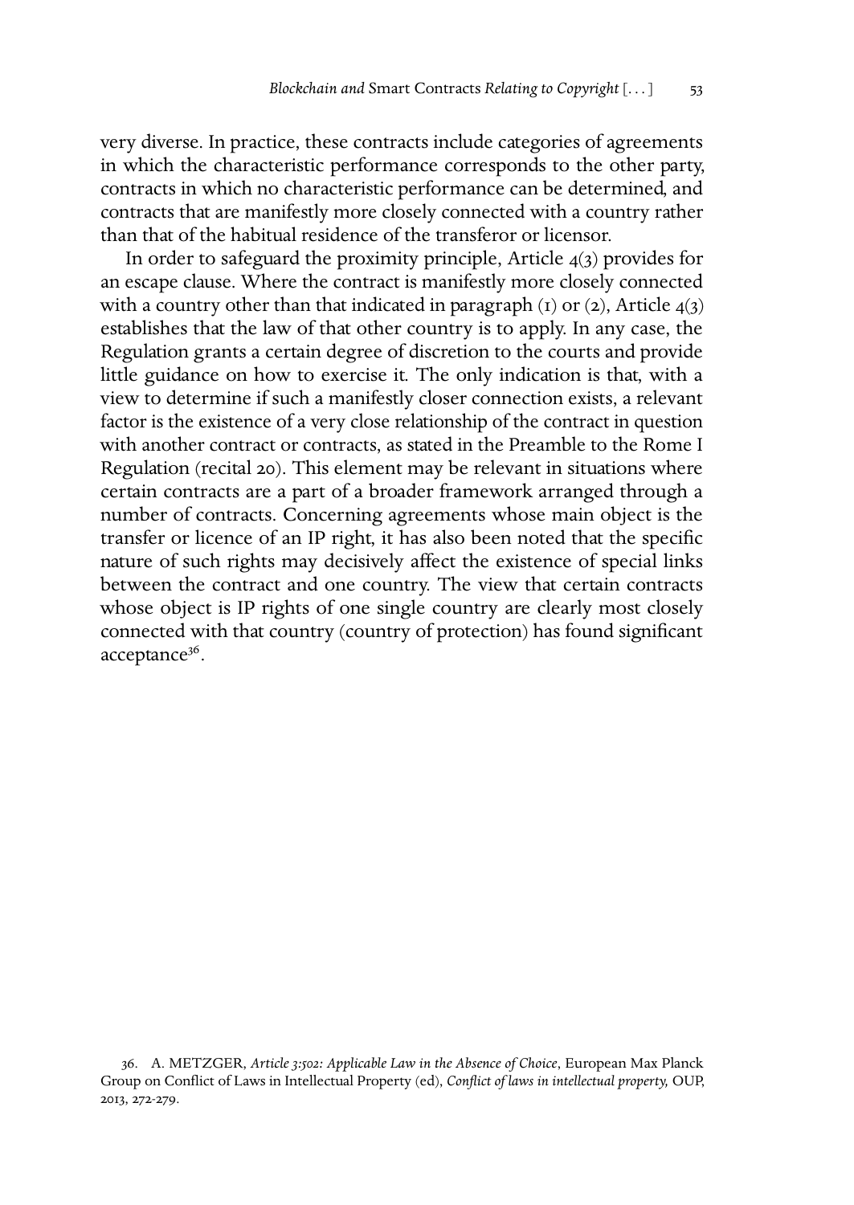very diverse. In practice, these contracts include categories of agreements in which the characteristic performance corresponds to the other party, contracts in which no characteristic performance can be determined, and contracts that are manifestly more closely connected with a country rather than that of the habitual residence of the transferor or licensor.

In order to safeguard the proximity principle, Article 4(3) provides for an escape clause. Where the contract is manifestly more closely connected with a country other than that indicated in paragraph (1) or (2), Article 4(3) establishes that the law of that other country is to apply. In any case, the Regulation grants a certain degree of discretion to the courts and provide little guidance on how to exercise it. The only indication is that, with a view to determine if such a manifestly closer connection exists, a relevant factor is the existence of a very close relationship of the contract in question with another contract or contracts, as stated in the Preamble to the Rome I Regulation (recital 20). This element may be relevant in situations where certain contracts are a part of a broader framework arranged through a number of contracts. Concerning agreements whose main object is the transfer or licence of an IP right, it has also been noted that the specific nature of such rights may decisively affect the existence of special links between the contract and one country. The view that certain contracts whose object is IP rights of one single country are clearly most closely connected with that country (country of protection) has found significant acceptance[36].

36. A. METZGER, *Article 3:502: Applicable Law in the Absence of Choice*, European Max Planck Group on Conflict of Laws in Intellectual Property (ed), *Conflict of laws in intellectual property,* OUP, 2013, 272-279.